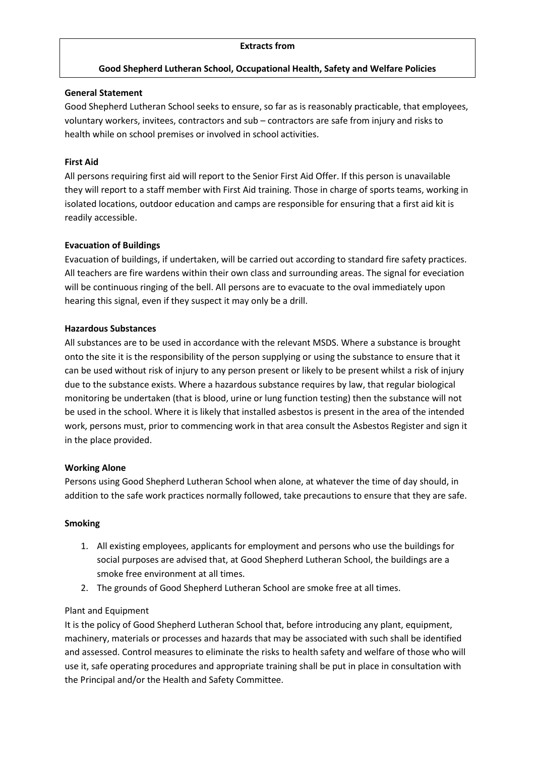**Extracts from**

**Good Shepherd Lutheran School, Occupational Health, Safety and Welfare Policies**

**General Statement**

Good Shepherd Lutheran School seeks to ensure, so far as is reasonably practicable, that employees, voluntary workers, invitees, contractors and sub – contractors are safe from injury and risks to health while on school premises or involved in school activities.

**First Aid**

All persons requiring first aid will report to the Senior First Aid Offer. If this person is unavailable they will report to a staff member with First Aid training. Those in charge of sports teams, working in isolated locations, outdoor education and camps are responsible for ensuring that a first aid kit is readily accessible.

**Evacuation of Buildings**

Evacuation of buildings, if undertaken, will be carried out according to standard fire safety practices. All teachers are fire wardens within their own class and surrounding areas. The signal for eveciation will be continuous ringing of the bell. All persons are to evacuate to the oval immediately upon hearing this signal, even if they suspect it may only be a drill.

**Hazardous Substances**

All substances are to be used in accordance with the relevant MSDS. Where a substance is brought onto the site it is the responsibility of the person supplying or using the substance to ensure that it can be used without risk of injury to any person present or likely to be present whilst a risk of injury due to the substance exists. Where a hazardous substance requires by law, that regular biological monitoring be undertaken (that is blood, urine or lung function testing) then the substance will not be used in the school. Where it is likely that installed asbestos is present in the area of the intended work, persons must, prior to commencing work in that area consult the Asbestos Register and sign it in the place provided.

**Working Alone**

Persons using Good Shepherd Lutheran School when alone, at whatever the time of day should, in addition to the safe work practices normally followed, take precautions to ensure that they are safe.

**Smoking**

1. All existing employees, applicants for employment and persons who use the buildings for social purposes are advised that, at Good Shepherd Lutheran School, the buildings are a smoke free environment at all times.
2. The grounds of Good Shepherd Lutheran School are smoke free at all times.

Plant and Equipment

It is the policy of Good Shepherd Lutheran School that, before introducing any plant, equipment, machinery, materials or processes and hazards that may be associated with such shall be identified and assessed. Control measures to eliminate the risks to health safety and welfare of those who will use it, safe operating procedures and appropriate training shall be put in place in consultation with the Principal and/or the Health and Safety Committee.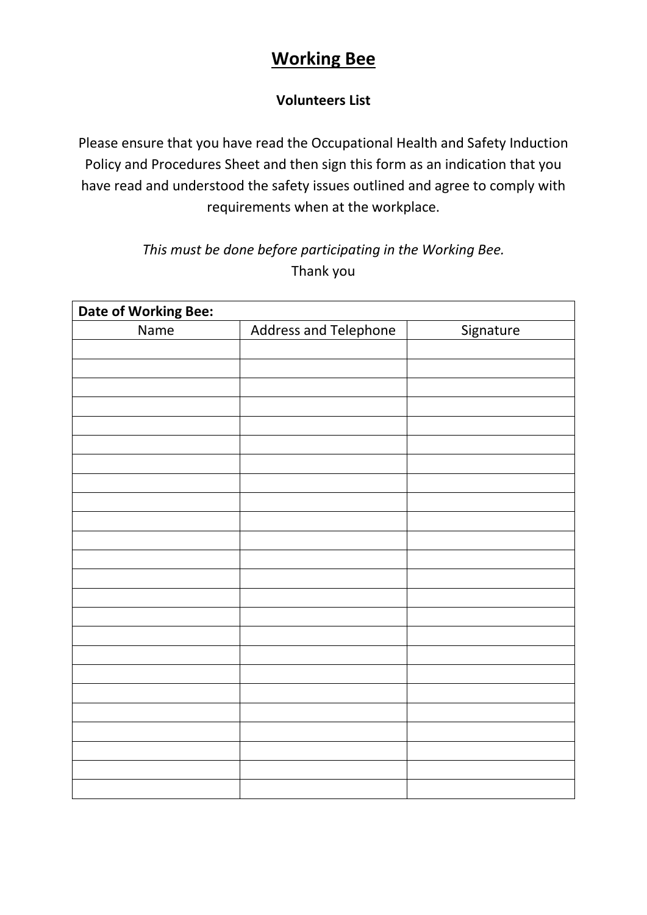# Working Bee

**Volunteers List**

Please ensure that you have read the Occupational Health and Safety Induction Policy and Procedures Sheet and then sign this form as an indication that you have read and understood the safety issues outlined and agree to comply with requirements when at the workplace.

*This must be done before participating in the Working Bee.*
Thank you

| **Date of Working Bee:** | | |
|---|---|---|
| Name | Address and Telephone | Signature |
| | | |
| | | |
| | | |
| | | |
| | | |
| | | |
| | | |
| | | |
| | | |
| | | |
| | | |
| | | |
| | | |
| | | |
| | | |
| | | |
| | | |
| | | |
| | | |
| | | |
| | | |
| | | |
| | | |
| | | |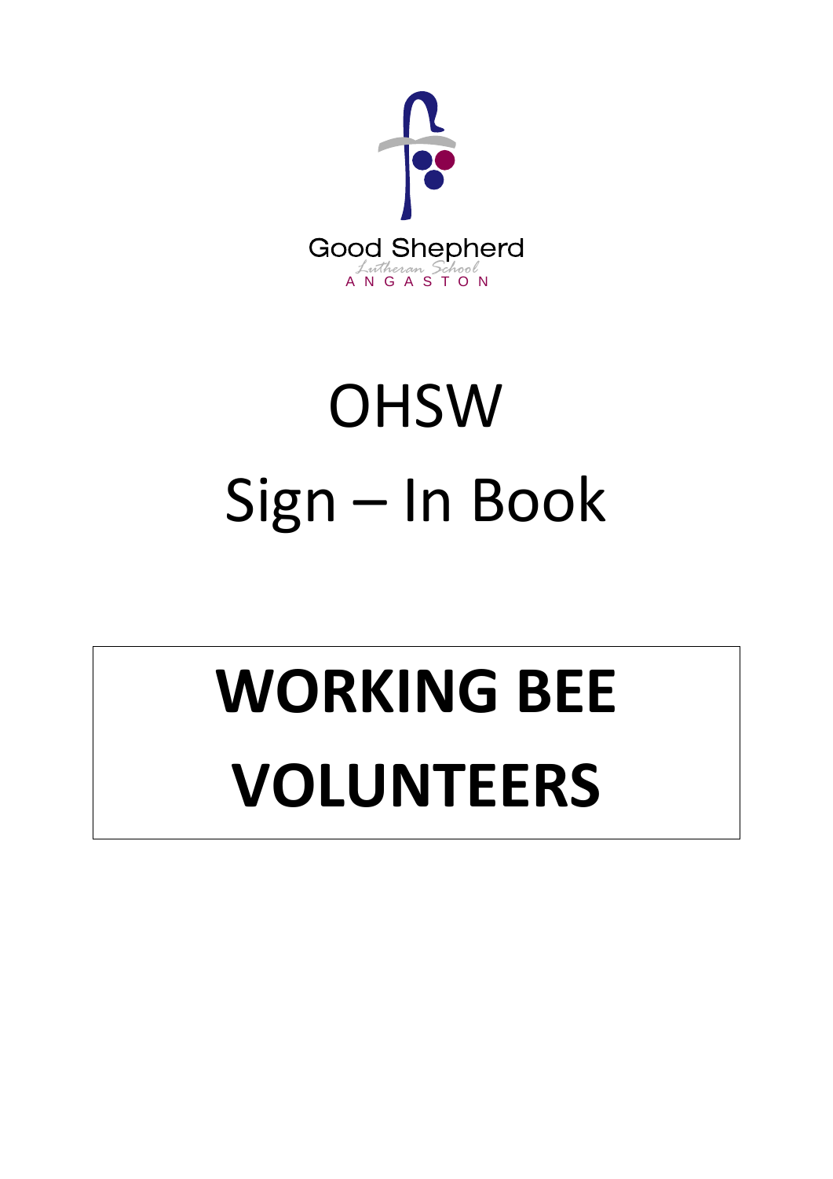Good Shepherd
Lutheran School
ANGASTON

# OHSW

# Sign – In Book

# WORKING BEE VOLUNTEERS